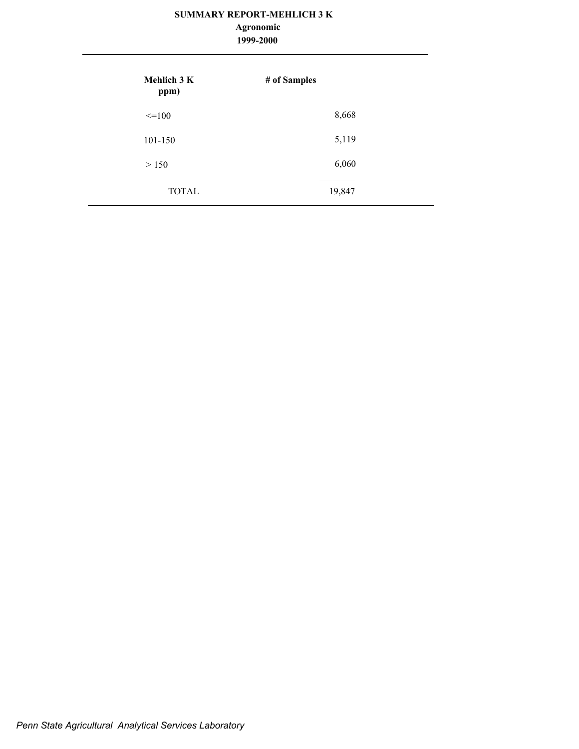# SUMMARY REPORT-MEHLICH 3 K

## Agronomic

## 1999-2000

| Mehlich 3 K ppm) | # of Samples |
|---|---|
| <=100 | 8,668 |
| 101-150 | 5,119 |
| > 150 | 6,060 |
| TOTAL | 19,847 |

*Penn State Agricultural Analytical Services Laboratory*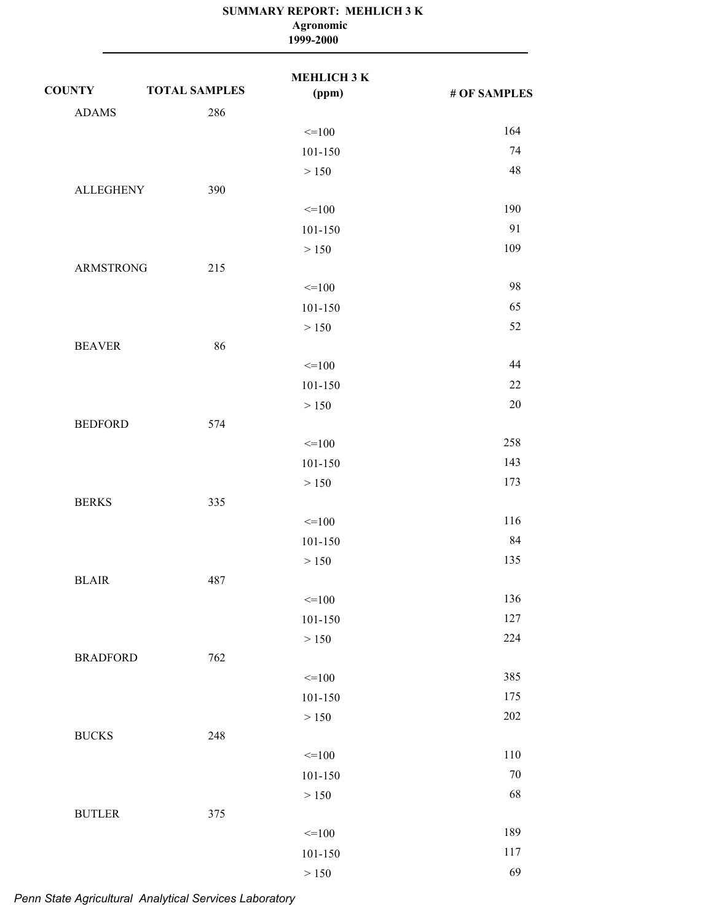# SUMMARY REPORT: MEHLICH 3 K

**Agronomic**

**1999-2000**

| COUNTY | TOTAL SAMPLES | MEHLICH 3 K (ppm) | # OF SAMPLES |
|---|---|---|---|
| ADAMS | 286 | | |
| | | <=100 | 164 |
| | | 101-150 | 74 |
| | | > 150 | 48 |
| ALLEGHENY | 390 | | |
| | | <=100 | 190 |
| | | 101-150 | 91 |
| | | > 150 | 109 |
| ARMSTRONG | 215 | | |
| | | <=100 | 98 |
| | | 101-150 | 65 |
| | | > 150 | 52 |
| BEAVER | 86 | | |
| | | <=100 | 44 |
| | | 101-150 | 22 |
| | | > 150 | 20 |
| BEDFORD | 574 | | |
| | | <=100 | 258 |
| | | 101-150 | 143 |
| | | > 150 | 173 |
| BERKS | 335 | | |
| | | <=100 | 116 |
| | | 101-150 | 84 |
| | | > 150 | 135 |
| BLAIR | 487 | | |
| | | <=100 | 136 |
| | | 101-150 | 127 |
| | | > 150 | 224 |
| BRADFORD | 762 | | |
| | | <=100 | 385 |
| | | 101-150 | 175 |
| | | > 150 | 202 |
| BUCKS | 248 | | |
| | | <=100 | 110 |
| | | 101-150 | 70 |
| | | > 150 | 68 |
| BUTLER | 375 | | |
| | | <=100 | 189 |
| | | 101-150 | 117 |
| | | > 150 | 69 |

*Penn State Agricultural Analytical Services Laboratory*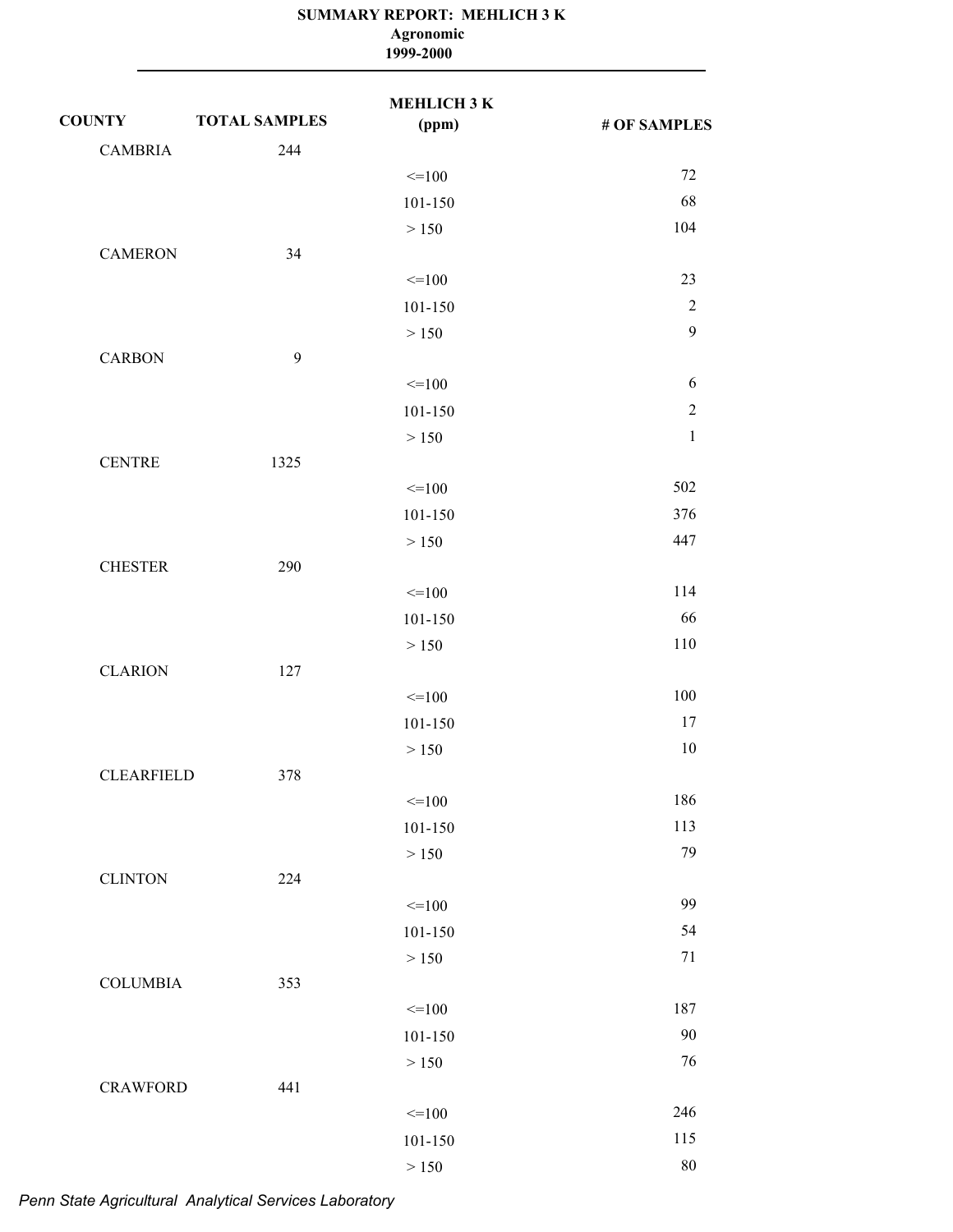# SUMMARY REPORT: MEHLICH 3 K

**Agronomic**

**1999-2000**

| COUNTY | TOTAL SAMPLES | MEHLICH 3 K (ppm) | # OF SAMPLES |
|---|---|---|---|
| CAMBRIA | 244 | | |
| | | <=100 | 72 |
| | | 101-150 | 68 |
| | | > 150 | 104 |
| CAMERON | 34 | | |
| | | <=100 | 23 |
| | | 101-150 | 2 |
| | | > 150 | 9 |
| CARBON | 9 | | |
| | | <=100 | 6 |
| | | 101-150 | 2 |
| | | > 150 | 1 |
| CENTRE | 1325 | | |
| | | <=100 | 502 |
| | | 101-150 | 376 |
| | | > 150 | 447 |
| CHESTER | 290 | | |
| | | <=100 | 114 |
| | | 101-150 | 66 |
| | | > 150 | 110 |
| CLARION | 127 | | |
| | | <=100 | 100 |
| | | 101-150 | 17 |
| | | > 150 | 10 |
| CLEARFIELD | 378 | | |
| | | <=100 | 186 |
| | | 101-150 | 113 |
| | | > 150 | 79 |
| CLINTON | 224 | | |
| | | <=100 | 99 |
| | | 101-150 | 54 |
| | | > 150 | 71 |
| COLUMBIA | 353 | | |
| | | <=100 | 187 |
| | | 101-150 | 90 |
| | | > 150 | 76 |
| CRAWFORD | 441 | | |
| | | <=100 | 246 |
| | | 101-150 | 115 |
| | | > 150 | 80 |

*Penn State Agricultural Analytical Services Laboratory*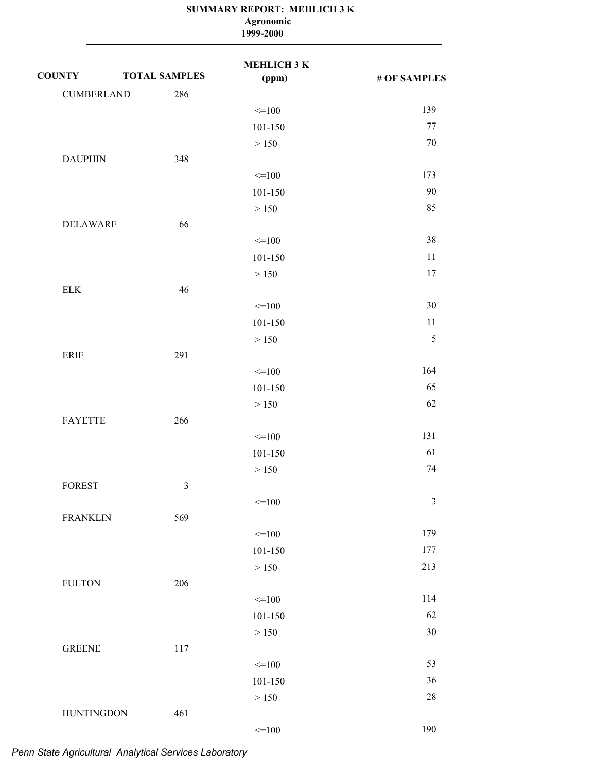**SUMMARY REPORT: MEHLICH 3 K**
**Agronomic**
**1999-2000**

| COUNTY | TOTAL SAMPLES | MEHLICH 3 K (ppm) | # OF SAMPLES |
|---|---|---|---|
| CUMBERLAND | 286 | | |
| | | <=100 | 139 |
| | | 101-150 | 77 |
| | | > 150 | 70 |
| DAUPHIN | 348 | | |
| | | <=100 | 173 |
| | | 101-150 | 90 |
| | | > 150 | 85 |
| DELAWARE | 66 | | |
| | | <=100 | 38 |
| | | 101-150 | 11 |
| | | > 150 | 17 |
| ELK | 46 | | |
| | | <=100 | 30 |
| | | 101-150 | 11 |
| | | > 150 | 5 |
| ERIE | 291 | | |
| | | <=100 | 164 |
| | | 101-150 | 65 |
| | | > 150 | 62 |
| FAYETTE | 266 | | |
| | | <=100 | 131 |
| | | 101-150 | 61 |
| | | > 150 | 74 |
| FOREST | 3 | | |
| | | <=100 | 3 |
| FRANKLIN | 569 | | |
| | | <=100 | 179 |
| | | 101-150 | 177 |
| | | > 150 | 213 |
| FULTON | 206 | | |
| | | <=100 | 114 |
| | | 101-150 | 62 |
| | | > 150 | 30 |
| GREENE | 117 | | |
| | | <=100 | 53 |
| | | 101-150 | 36 |
| | | > 150 | 28 |
| HUNTINGDON | 461 | | |
| | | <=100 | 190 |

*Penn State Agricultural Analytical Services Laboratory*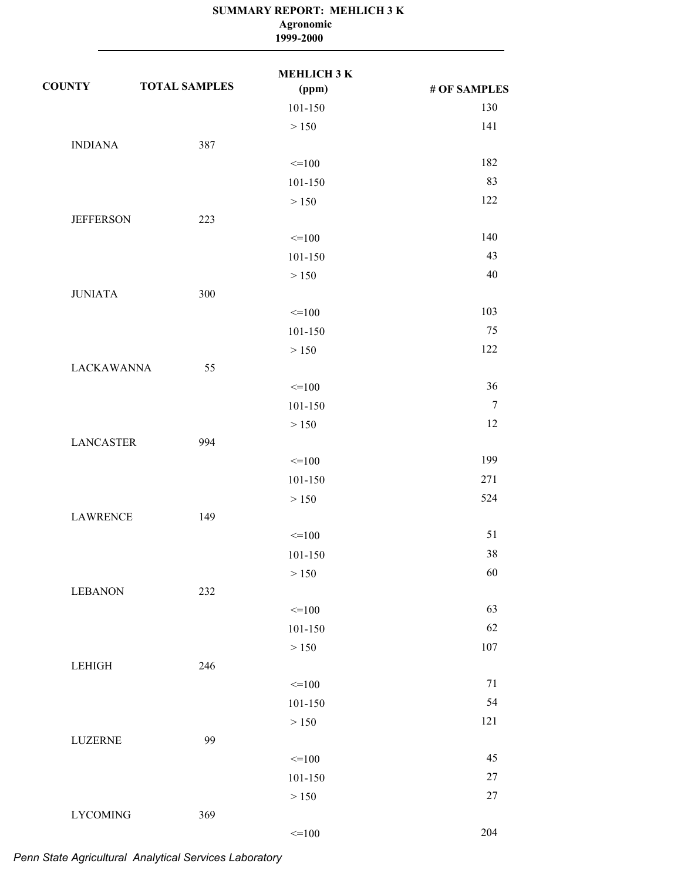**SUMMARY REPORT: MEHLICH 3 K**
**Agronomic**
**1999-2000**

| COUNTY | TOTAL SAMPLES | MEHLICH 3 K (ppm) | # OF SAMPLES |
|---|---|---|---|
| | | 101-150 | 130 |
| | | > 150 | 141 |
| INDIANA | 387 | | |
| | | <=100 | 182 |
| | | 101-150 | 83 |
| | | > 150 | 122 |
| JEFFERSON | 223 | | |
| | | <=100 | 140 |
| | | 101-150 | 43 |
| | | > 150 | 40 |
| JUNIATA | 300 | | |
| | | <=100 | 103 |
| | | 101-150 | 75 |
| | | > 150 | 122 |
| LACKAWANNA | 55 | | |
| | | <=100 | 36 |
| | | 101-150 | 7 |
| | | > 150 | 12 |
| LANCASTER | 994 | | |
| | | <=100 | 199 |
| | | 101-150 | 271 |
| | | > 150 | 524 |
| LAWRENCE | 149 | | |
| | | <=100 | 51 |
| | | 101-150 | 38 |
| | | > 150 | 60 |
| LEBANON | 232 | | |
| | | <=100 | 63 |
| | | 101-150 | 62 |
| | | > 150 | 107 |
| LEHIGH | 246 | | |
| | | <=100 | 71 |
| | | 101-150 | 54 |
| | | > 150 | 121 |
| LUZERNE | 99 | | |
| | | <=100 | 45 |
| | | 101-150 | 27 |
| | | > 150 | 27 |
| LYCOMING | 369 | | |
| | | <=100 | 204 |

*Penn State Agricultural Analytical Services Laboratory*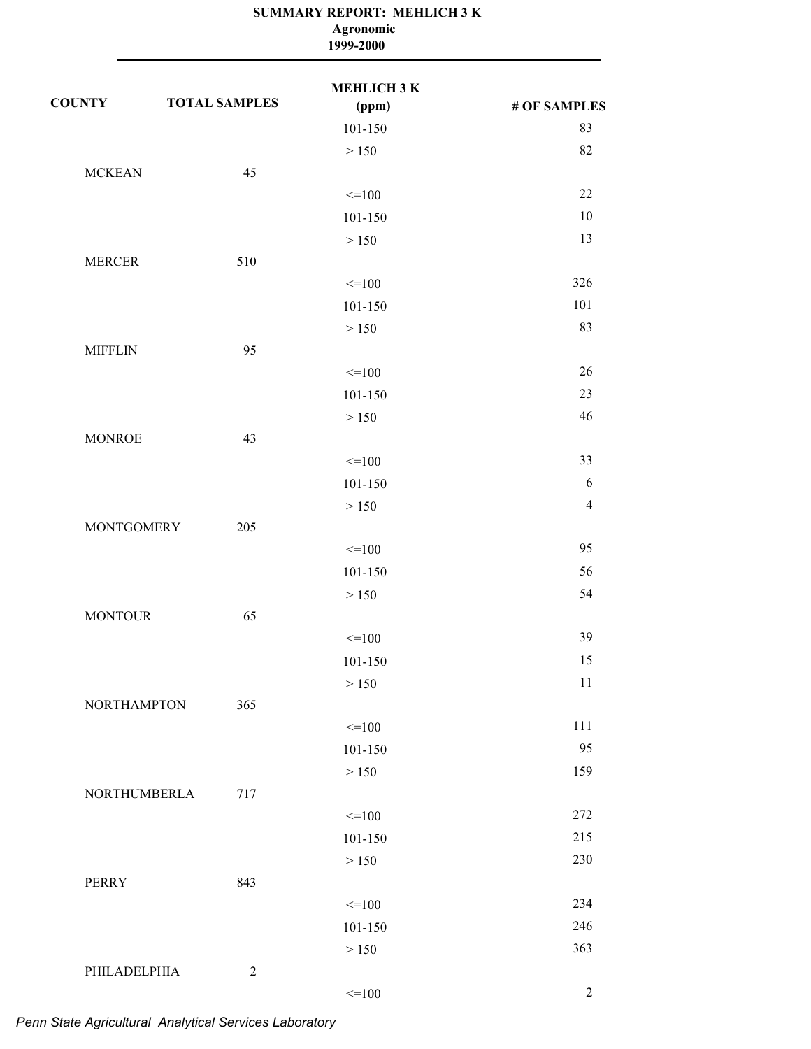**SUMMARY REPORT: MEHLICH 3 K**
**Agronomic**
**1999-2000**

| COUNTY | TOTAL SAMPLES | MEHLICH 3 K (ppm) | # OF SAMPLES |
|---|---|---|---|
| | | 101-150 | 83 |
| | | > 150 | 82 |
| MCKEAN | 45 | | |
| | | <=100 | 22 |
| | | 101-150 | 10 |
| | | > 150 | 13 |
| MERCER | 510 | | |
| | | <=100 | 326 |
| | | 101-150 | 101 |
| | | > 150 | 83 |
| MIFFLIN | 95 | | |
| | | <=100 | 26 |
| | | 101-150 | 23 |
| | | > 150 | 46 |
| MONROE | 43 | | |
| | | <=100 | 33 |
| | | 101-150 | 6 |
| | | > 150 | 4 |
| MONTGOMERY | 205 | | |
| | | <=100 | 95 |
| | | 101-150 | 56 |
| | | > 150 | 54 |
| MONTOUR | 65 | | |
| | | <=100 | 39 |
| | | 101-150 | 15 |
| | | > 150 | 11 |
| NORTHAMPTON | 365 | | |
| | | <=100 | 111 |
| | | 101-150 | 95 |
| | | > 150 | 159 |
| NORTHUMBERLA | 717 | | |
| | | <=100 | 272 |
| | | 101-150 | 215 |
| | | > 150 | 230 |
| PERRY | 843 | | |
| | | <=100 | 234 |
| | | 101-150 | 246 |
| | | > 150 | 363 |
| PHILADELPHIA | 2 | | |
| | | <=100 | 2 |

*Penn State Agricultural Analytical Services Laboratory*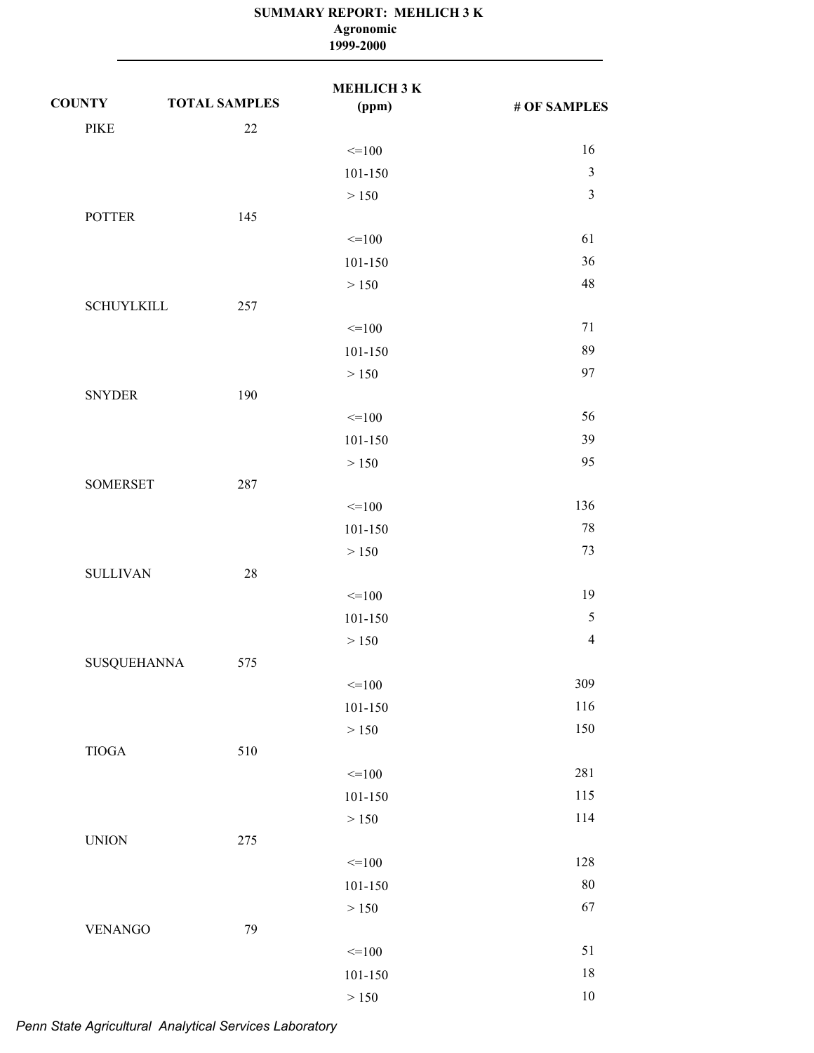**SUMMARY REPORT: MEHLICH 3 K**
**Agronomic**
**1999-2000**

| COUNTY | TOTAL SAMPLES | MEHLICH 3 K (ppm) | # OF SAMPLES |
|---|---|---|---|
| PIKE | 22 | | |
| | | <=100 | 16 |
| | | 101-150 | 3 |
| | | > 150 | 3 |
| POTTER | 145 | | |
| | | <=100 | 61 |
| | | 101-150 | 36 |
| | | > 150 | 48 |
| SCHUYLKILL | 257 | | |
| | | <=100 | 71 |
| | | 101-150 | 89 |
| | | > 150 | 97 |
| SNYDER | 190 | | |
| | | <=100 | 56 |
| | | 101-150 | 39 |
| | | > 150 | 95 |
| SOMERSET | 287 | | |
| | | <=100 | 136 |
| | | 101-150 | 78 |
| | | > 150 | 73 |
| SULLIVAN | 28 | | |
| | | <=100 | 19 |
| | | 101-150 | 5 |
| | | > 150 | 4 |
| SUSQUEHANNA | 575 | | |
| | | <=100 | 309 |
| | | 101-150 | 116 |
| | | > 150 | 150 |
| TIOGA | 510 | | |
| | | <=100 | 281 |
| | | 101-150 | 115 |
| | | > 150 | 114 |
| UNION | 275 | | |
| | | <=100 | 128 |
| | | 101-150 | 80 |
| | | > 150 | 67 |
| VENANGO | 79 | | |
| | | <=100 | 51 |
| | | 101-150 | 18 |
| | | > 150 | 10 |

*Penn State Agricultural Analytical Services Laboratory*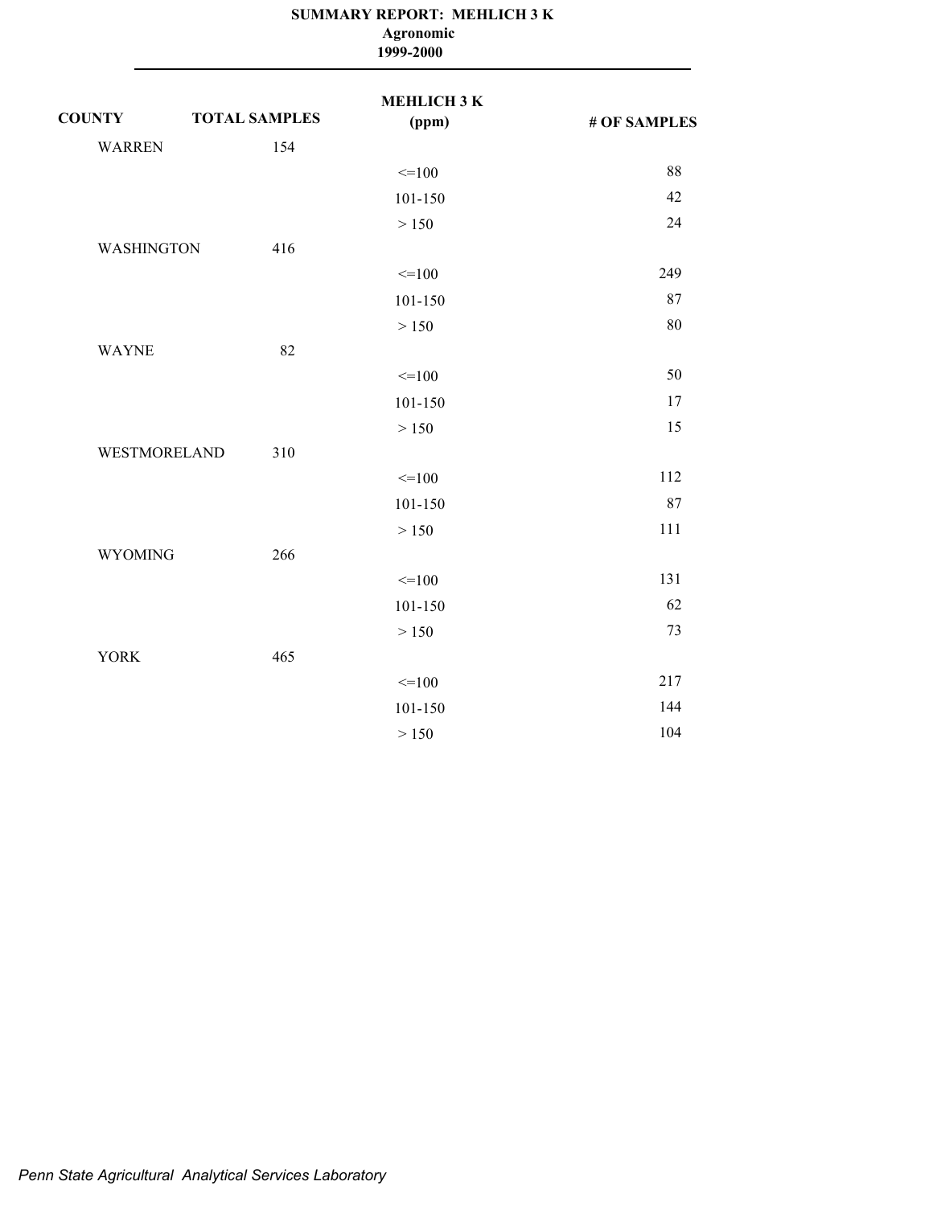**SUMMARY REPORT: MEHLICH 3 K**
**Agronomic**
**1999-2000**

| COUNTY | TOTAL SAMPLES | MEHLICH 3 K (ppm) | # OF SAMPLES |
|---|---|---|---|
| WARREN | 154 | | |
| | | <=100 | 88 |
| | | 101-150 | 42 |
| | | > 150 | 24 |
| WASHINGTON | 416 | | |
| | | <=100 | 249 |
| | | 101-150 | 87 |
| | | > 150 | 80 |
| WAYNE | 82 | | |
| | | <=100 | 50 |
| | | 101-150 | 17 |
| | | > 150 | 15 |
| WESTMORELAND | 310 | | |
| | | <=100 | 112 |
| | | 101-150 | 87 |
| | | > 150 | 111 |
| WYOMING | 266 | | |
| | | <=100 | 131 |
| | | 101-150 | 62 |
| | | > 150 | 73 |
| YORK | 465 | | |
| | | <=100 | 217 |
| | | 101-150 | 144 |
| | | > 150 | 104 |